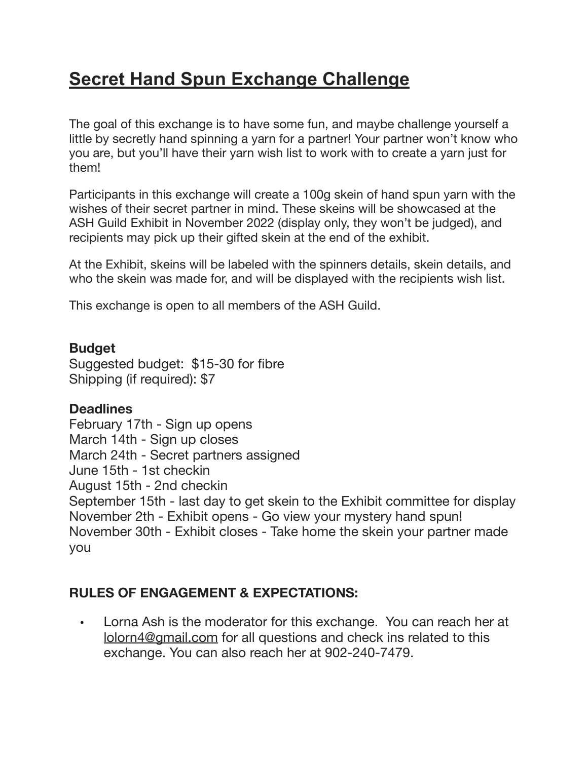# Secret Hand Spun Exchange Challenge

The goal of this exchange is to have some fun, and maybe challenge yourself a little by secretly hand spinning a yarn for a partner! Your partner won't know who you are, but you'll have their yarn wish list to work with to create a yarn just for them!

Participants in this exchange will create a 100g skein of hand spun yarn with the wishes of their secret partner in mind. These skeins will be showcased at the ASH Guild Exhibit in November 2022 (display only, they won't be judged), and recipients may pick up their gifted skein at the end of the exhibit.

At the Exhibit, skeins will be labeled with the spinners details, skein details, and who the skein was made for, and will be displayed with the recipients wish list.

This exchange is open to all members of the ASH Guild.

**Budget**
Suggested budget: $15-30 for fibre
Shipping (if required): $7

**Deadlines**
February 17th - Sign up opens
March 14th - Sign up closes
March 24th - Secret partners assigned
June 15th - 1st checkin
August 15th - 2nd checkin
September 15th - last day to get skein to the Exhibit committee for display
November 2th - Exhibit opens - Go view your mystery hand spun!
November 30th - Exhibit closes - Take home the skein your partner made you

**RULES OF ENGAGEMENT & EXPECTATIONS:**

- Lorna Ash is the moderator for this exchange. You can reach her at lolorn4@gmail.com for all questions and check ins related to this exchange. You can also reach her at 902-240-7479.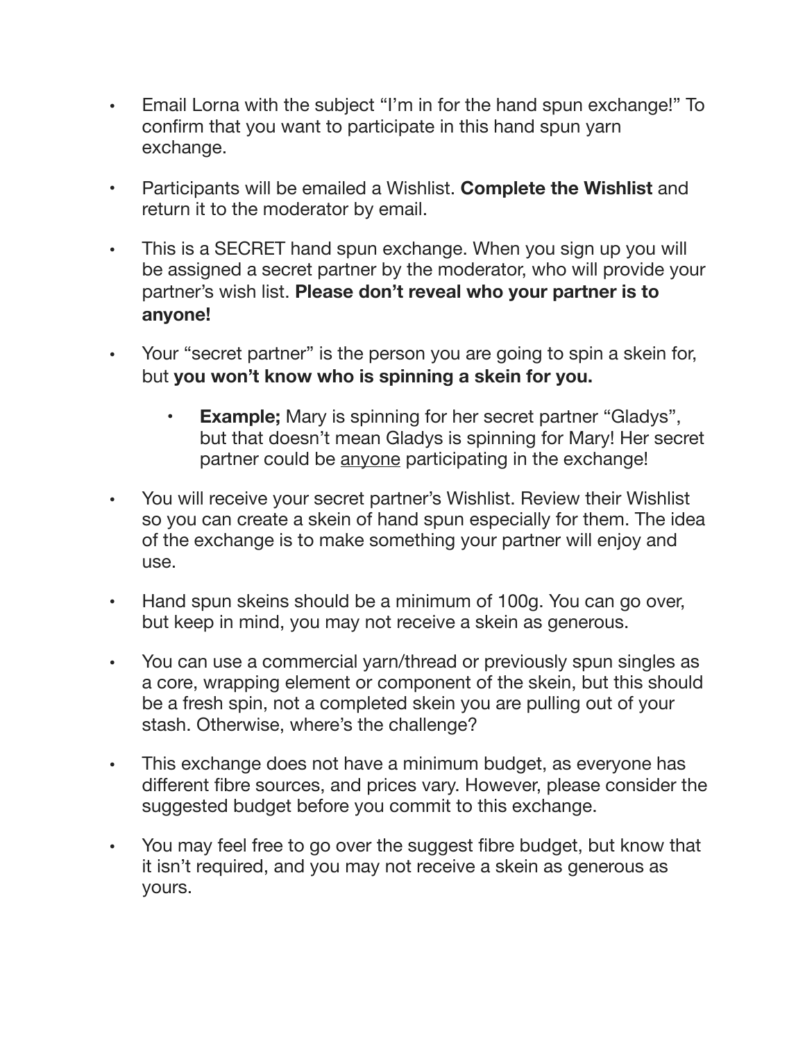- Email Lorna with the subject “I’m in for the hand spun exchange!” To confirm that you want to participate in this hand spun yarn exchange.

- Participants will be emailed a Wishlist. **Complete the Wishlist** and return it to the moderator by email.

- This is a SECRET hand spun exchange. When you sign up you will be assigned a secret partner by the moderator, who will provide your partner’s wish list. **Please don’t reveal who your partner is to anyone!**

- Your “secret partner” is the person you are going to spin a skein for, but **you won’t know who is spinning a skein for you.**

  - **Example;** Mary is spinning for her secret partner “Gladys”, but that doesn’t mean Gladys is spinning for Mary! Her secret partner could be <u>anyone</u> participating in the exchange!

- You will receive your secret partner’s Wishlist. Review their Wishlist so you can create a skein of hand spun especially for them. The idea of the exchange is to make something your partner will enjoy and use.

- Hand spun skeins should be a minimum of 100g. You can go over, but keep in mind, you may not receive a skein as generous.

- You can use a commercial yarn/thread or previously spun singles as a core, wrapping element or component of the skein, but this should be a fresh spin, not a completed skein you are pulling out of your stash. Otherwise, where’s the challenge?

- This exchange does not have a minimum budget, as everyone has different fibre sources, and prices vary. However, please consider the suggested budget before you commit to this exchange.

- You may feel free to go over the suggest fibre budget, but know that it isn’t required, and you may not receive a skein as generous as yours.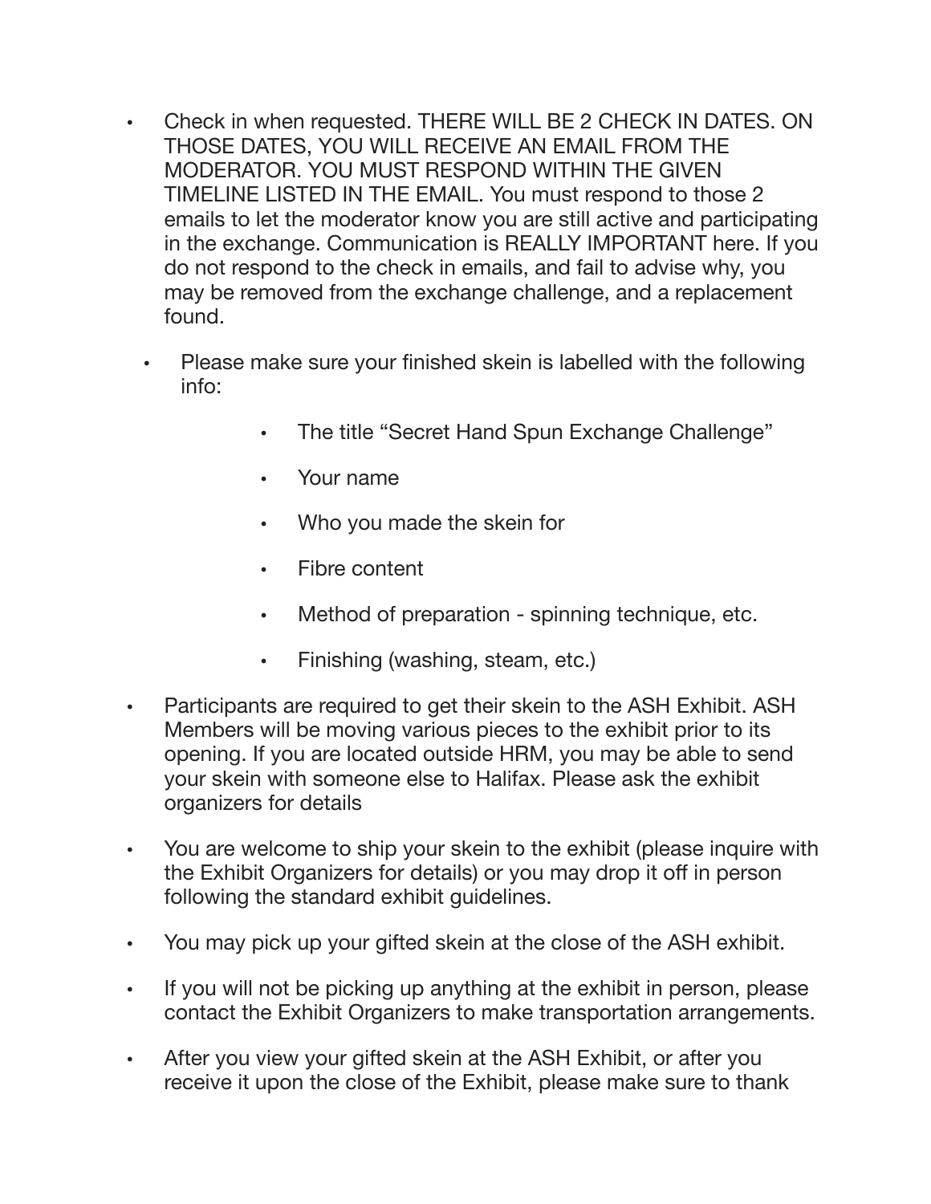- Check in when requested. THERE WILL BE 2 CHECK IN DATES. ON THOSE DATES, YOU WILL RECEIVE AN EMAIL FROM THE MODERATOR. YOU MUST RESPOND WITHIN THE GIVEN TIMELINE LISTED IN THE EMAIL. You must respond to those 2 emails to let the moderator know you are still active and participating in the exchange. Communication is REALLY IMPORTANT here. If you do not respond to the check in emails, and fail to advise why, you may be removed from the exchange challenge, and a replacement found.
  - Please make sure your finished skein is labelled with the following info:
    - The title “Secret Hand Spun Exchange Challenge”
    - Your name
    - Who you made the skein for
    - Fibre content
    - Method of preparation - spinning technique, etc.
    - Finishing (washing, steam, etc.)
- Participants are required to get their skein to the ASH Exhibit. ASH Members will be moving various pieces to the exhibit prior to its opening. If you are located outside HRM, you may be able to send your skein with someone else to Halifax. Please ask the exhibit organizers for details
- You are welcome to ship your skein to the exhibit (please inquire with the Exhibit Organizers for details) or you may drop it off in person following the standard exhibit guidelines.
- You may pick up your gifted skein at the close of the ASH exhibit.
- If you will not be picking up anything at the exhibit in person, please contact the Exhibit Organizers to make transportation arrangements.
- After you view your gifted skein at the ASH Exhibit, or after you receive it upon the close of the Exhibit, please make sure to thank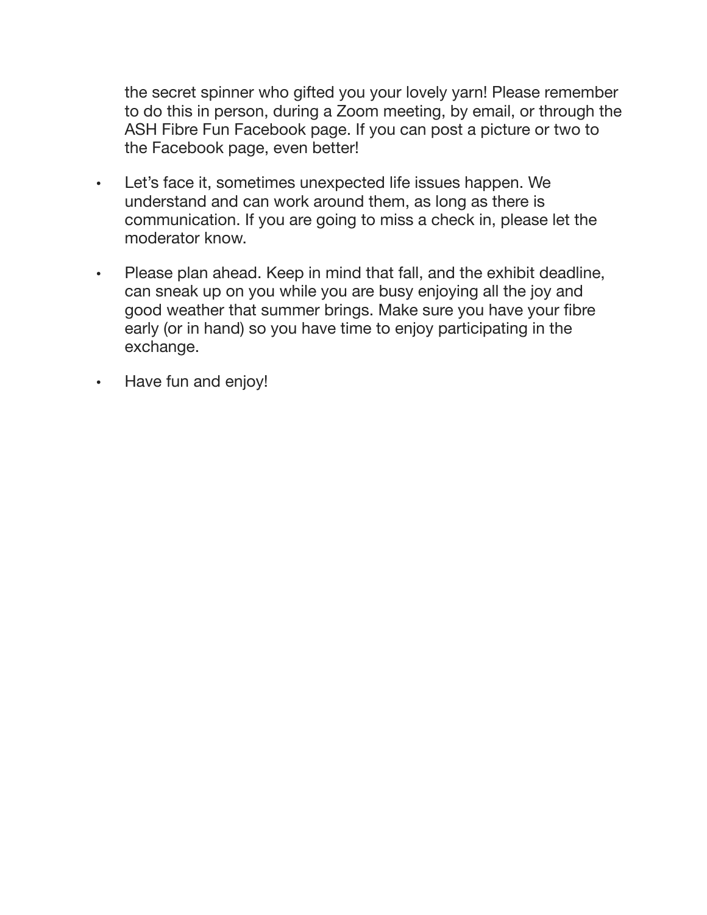the secret spinner who gifted you your lovely yarn! Please remember to do this in person, during a Zoom meeting, by email, or through the ASH Fibre Fun Facebook page. If you can post a picture or two to the Facebook page, even better!

- Let's face it, sometimes unexpected life issues happen. We understand and can work around them, as long as there is communication. If you are going to miss a check in, please let the moderator know.
- Please plan ahead. Keep in mind that fall, and the exhibit deadline, can sneak up on you while you are busy enjoying all the joy and good weather that summer brings. Make sure you have your fibre early (or in hand) so you have time to enjoy participating in the exchange.
- Have fun and enjoy!